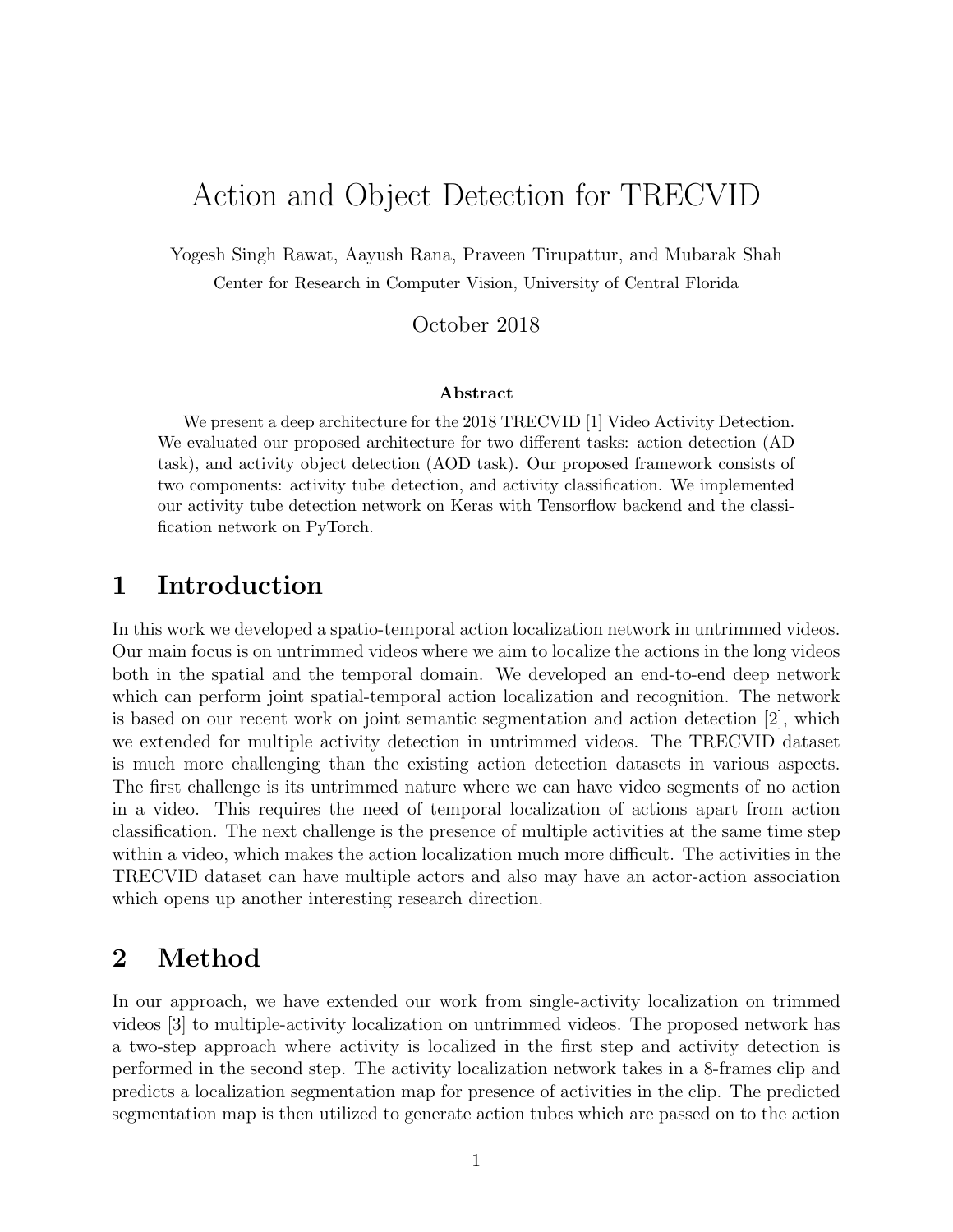# Action and Object Detection for TRECVID

Yogesh Singh Rawat, Aayush Rana, Praveen Tirupattur, and Mubarak Shah

Center for Research in Computer Vision, University of Central Florida

October 2018

**Abstract**

We present a deep architecture for the 2018 TRECVID [1] Video Activity Detection. We evaluated our proposed architecture for two different tasks: action detection (AD task), and activity object detection (AOD task). Our proposed framework consists of two components: activity tube detection, and activity classification. We implemented our activity tube detection network on Keras with Tensorflow backend and the classification network on PyTorch.

## 1 Introduction

In this work we developed a spatio-temporal action localization network in untrimmed videos. Our main focus is on untrimmed videos where we aim to localize the actions in the long videos both in the spatial and the temporal domain. We developed an end-to-end deep network which can perform joint spatial-temporal action localization and recognition. The network is based on our recent work on joint semantic segmentation and action detection [2], which we extended for multiple activity detection in untrimmed videos. The TRECVID dataset is much more challenging than the existing action detection datasets in various aspects. The first challenge is its untrimmed nature where we can have video segments of no action in a video. This requires the need of temporal localization of actions apart from action classification. The next challenge is the presence of multiple activities at the same time step within a video, which makes the action localization much more difficult. The activities in the TRECVID dataset can have multiple actors and also may have an actor-action association which opens up another interesting research direction.

## 2 Method

In our approach, we have extended our work from single-activity localization on trimmed videos [3] to multiple-activity localization on untrimmed videos. The proposed network has a two-step approach where activity is localized in the first step and activity detection is performed in the second step. The activity localization network takes in a 8-frames clip and predicts a localization segmentation map for presence of activities in the clip. The predicted segmentation map is then utilized to generate action tubes which are passed on to the action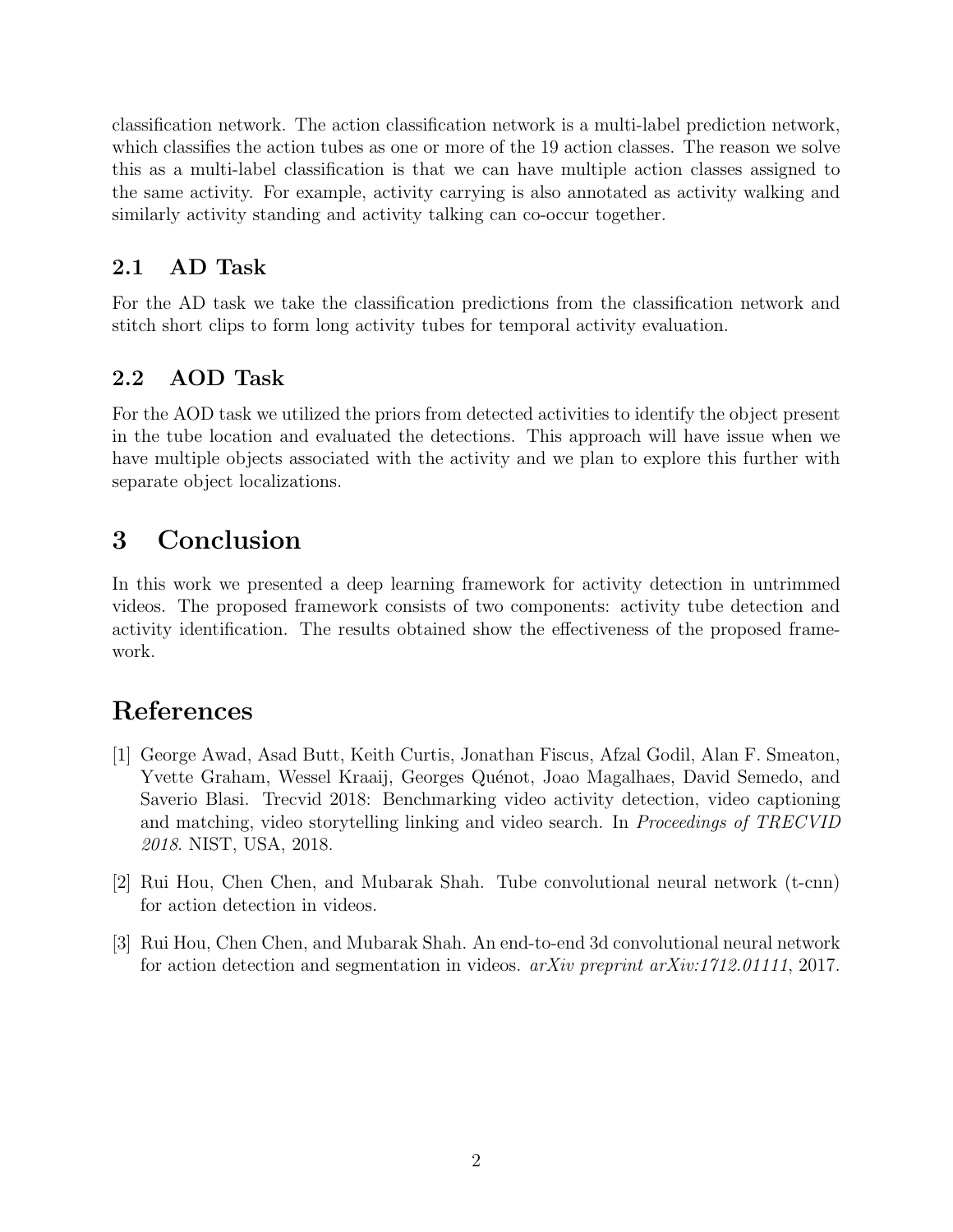classification network. The action classification network is a multi-label prediction network, which classifies the action tubes as one or more of the 19 action classes. The reason we solve this as a multi-label classification is that we can have multiple action classes assigned to the same activity. For example, activity carrying is also annotated as activity walking and similarly activity standing and activity talking can co-occur together.

### 2.1 AD Task

For the AD task we take the classification predictions from the classification network and stitch short clips to form long activity tubes for temporal activity evaluation.

### 2.2 AOD Task

For the AOD task we utilized the priors from detected activities to identify the object present in the tube location and evaluated the detections. This approach will have issue when we have multiple objects associated with the activity and we plan to explore this further with separate object localizations.

## 3 Conclusion

In this work we presented a deep learning framework for activity detection in untrimmed videos. The proposed framework consists of two components: activity tube detection and activity identification. The results obtained show the effectiveness of the proposed framework.

## References

[1] George Awad, Asad Butt, Keith Curtis, Jonathan Fiscus, Afzal Godil, Alan F. Smeaton, Yvette Graham, Wessel Kraaij, Georges Quénot, Joao Magalhaes, David Semedo, and Saverio Blasi. Trecvid 2018: Benchmarking video activity detection, video captioning and matching, video storytelling linking and video search. In *Proceedings of TRECVID 2018*. NIST, USA, 2018.

[2] Rui Hou, Chen Chen, and Mubarak Shah. Tube convolutional neural network (t-cnn) for action detection in videos.

[3] Rui Hou, Chen Chen, and Mubarak Shah. An end-to-end 3d convolutional neural network for action detection and segmentation in videos. *arXiv preprint arXiv:1712.01111*, 2017.